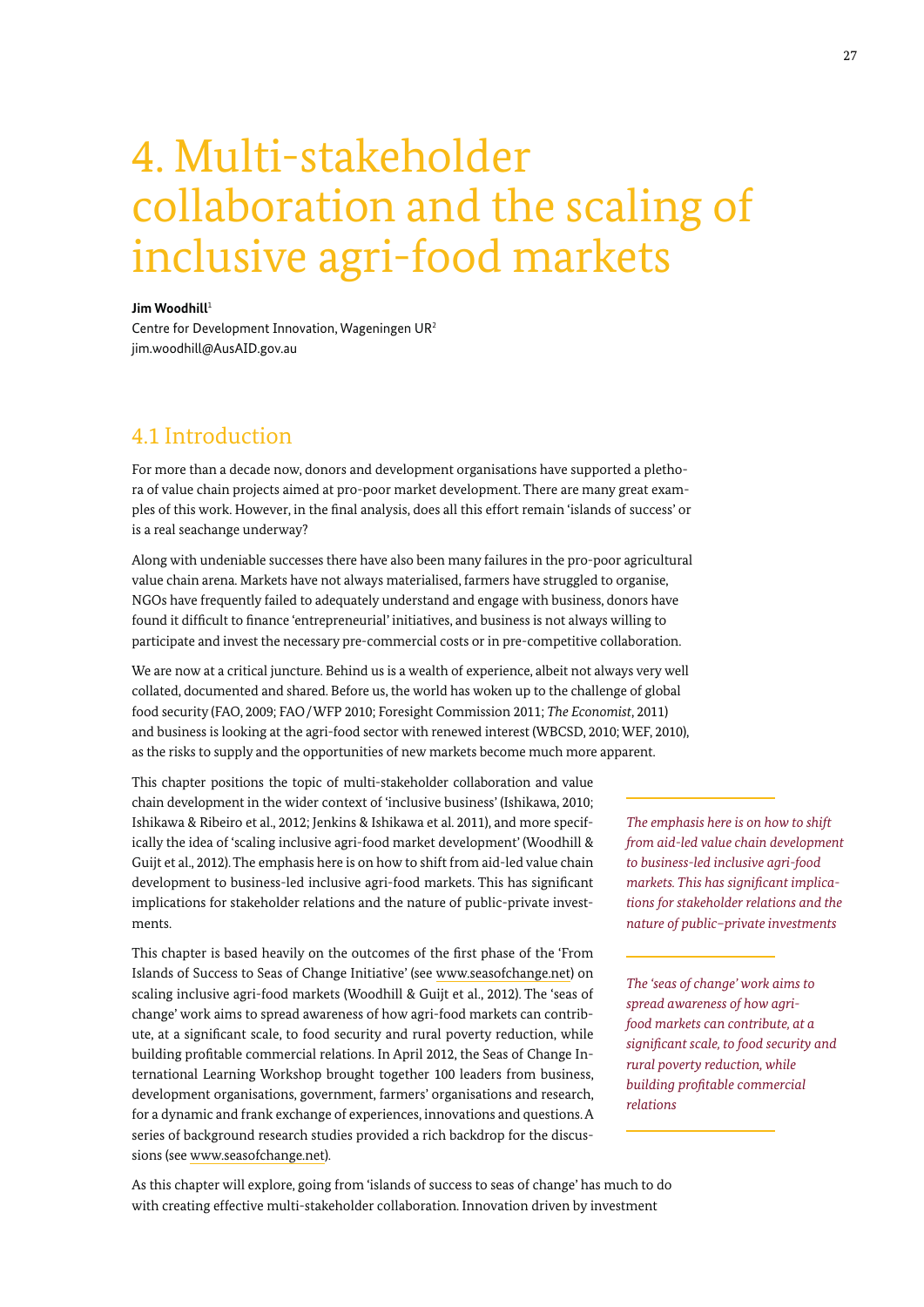# 4. Multi-stakeholder collaboration and the scaling of inclusive agri-food markets

**Jim Woodhill**[1]
Centre for Development Innovation, Wageningen UR[2]
jim.woodhill@AusAID.gov.au

## 4.1 Introduction

For more than a decade now, donors and development organisations have supported a plethora of value chain projects aimed at pro-poor market development. There are many great examples of this work. However, in the final analysis, does all this effort remain 'islands of success' or is a real seachange underway?

Along with undeniable successes there have also been many failures in the pro-poor agricultural value chain arena. Markets have not always materialised, farmers have struggled to organise, NGOs have frequently failed to adequately understand and engage with business, donors have found it difficult to finance 'entrepreneurial' initiatives, and business is not always willing to participate and invest the necessary pre-commercial costs or in pre-competitive collaboration.

We are now at a critical juncture. Behind us is a wealth of experience, albeit not always very well collated, documented and shared. Before us, the world has woken up to the challenge of global food security (FAO, 2009; FAO/WFP 2010; Foresight Commission 2011; *The Economist*, 2011) and business is looking at the agri-food sector with renewed interest (WBCSD, 2010; WEF, 2010), as the risks to supply and the opportunities of new markets become much more apparent.

This chapter positions the topic of multi-stakeholder collaboration and value chain development in the wider context of 'inclusive business' (Ishikawa, 2010; Ishikawa & Ribeiro et al., 2012; Jenkins & Ishikawa et al. 2011), and more specifically the idea of 'scaling inclusive agri-food market development' (Woodhill & Guijt et al., 2012). The emphasis here is on how to shift from aid-led value chain development to business-led inclusive agri-food markets. This has significant implications for stakeholder relations and the nature of public-private investments.

> *The emphasis here is on how to shift from aid-led value chain development to business-led inclusive agri-food markets. This has significant implications for stakeholder relations and the nature of public–private investments*

This chapter is based heavily on the outcomes of the first phase of the 'From Islands of Success to Seas of Change Initiative' (see www.seasofchange.net) on scaling inclusive agri-food markets (Woodhill & Guijt et al., 2012). The 'seas of change' work aims to spread awareness of how agri-food markets can contribute, at a significant scale, to food security and rural poverty reduction, while building profitable commercial relations. In April 2012, the Seas of Change International Learning Workshop brought together 100 leaders from business, development organisations, government, farmers' organisations and research, for a dynamic and frank exchange of experiences, innovations and questions. A series of background research studies provided a rich backdrop for the discussions (see www.seasofchange.net).

> *The 'seas of change' work aims to spread awareness of how agri-food markets can contribute, at a significant scale, to food security and rural poverty reduction, while building profitable commercial relations*

As this chapter will explore, going from 'islands of success to seas of change' has much to do with creating effective multi-stakeholder collaboration. Innovation driven by investment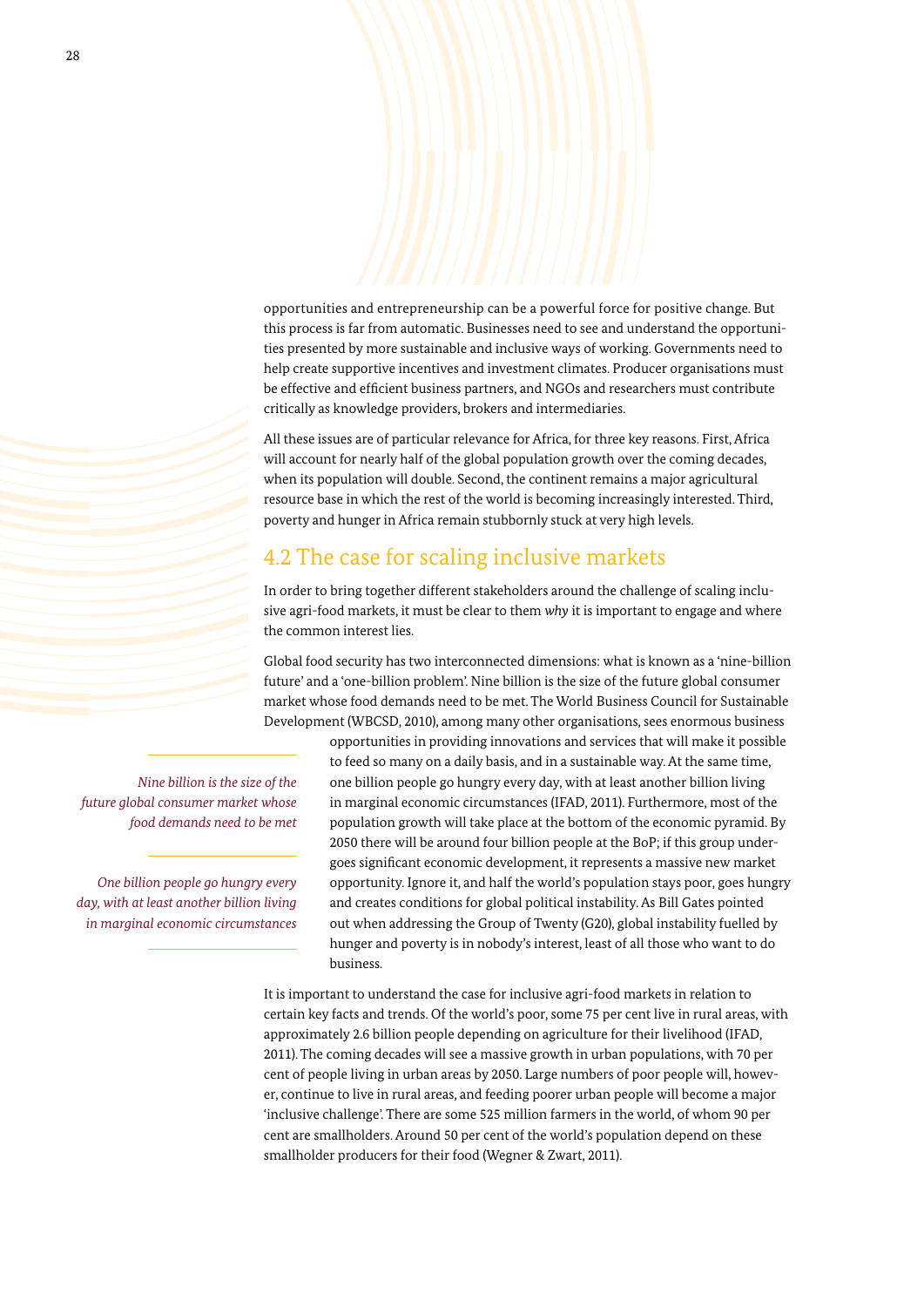opportunities and entrepreneurship can be a powerful force for positive change. But this process is far from automatic. Businesses need to see and understand the opportunities presented by more sustainable and inclusive ways of working. Governments need to help create supportive incentives and investment climates. Producer organisations must be effective and efficient business partners, and NGOs and researchers must contribute critically as knowledge providers, brokers and intermediaries.

All these issues are of particular relevance for Africa, for three key reasons. First, Africa will account for nearly half of the global population growth over the coming decades, when its population will double. Second, the continent remains a major agricultural resource base in which the rest of the world is becoming increasingly interested. Third, poverty and hunger in Africa remain stubbornly stuck at very high levels.

## 4.2 The case for scaling inclusive markets

In order to bring together different stakeholders around the challenge of scaling inclusive agri-food markets, it must be clear to them *why* it is important to engage and where the common interest lies.

Global food security has two interconnected dimensions: what is known as a 'nine-billion future' and a 'one-billion problem'. Nine billion is the size of the future global consumer market whose food demands need to be met. The World Business Council for Sustainable Development (WBCSD, 2010), among many other organisations, sees enormous business opportunities in providing innovations and services that will make it possible to feed so many on a daily basis, and in a sustainable way. At the same time, one billion people go hungry every day, with at least another billion living in marginal economic circumstances (IFAD, 2011). Furthermore, most of the population growth will take place at the bottom of the economic pyramid. By 2050 there will be around four billion people at the BoP; if this group undergoes significant economic development, it represents a massive new market opportunity. Ignore it, and half the world's population stays poor, goes hungry and creates conditions for global political instability. As Bill Gates pointed out when addressing the Group of Twenty (G20), global instability fuelled by hunger and poverty is in nobody's interest, least of all those who want to do business.

> *Nine billion is the size of the future global consumer market whose food demands need to be met*

> *One billion people go hungry every day, with at least another billion living in marginal economic circumstances*

It is important to understand the case for inclusive agri-food markets in relation to certain key facts and trends. Of the world's poor, some 75 per cent live in rural areas, with approximately 2.6 billion people depending on agriculture for their livelihood (IFAD, 2011). The coming decades will see a massive growth in urban populations, with 70 per cent of people living in urban areas by 2050. Large numbers of poor people will, however, continue to live in rural areas, and feeding poorer urban people will become a major 'inclusive challenge'. There are some 525 million farmers in the world, of whom 90 per cent are smallholders. Around 50 per cent of the world's population depend on these smallholder producers for their food (Wegner & Zwart, 2011).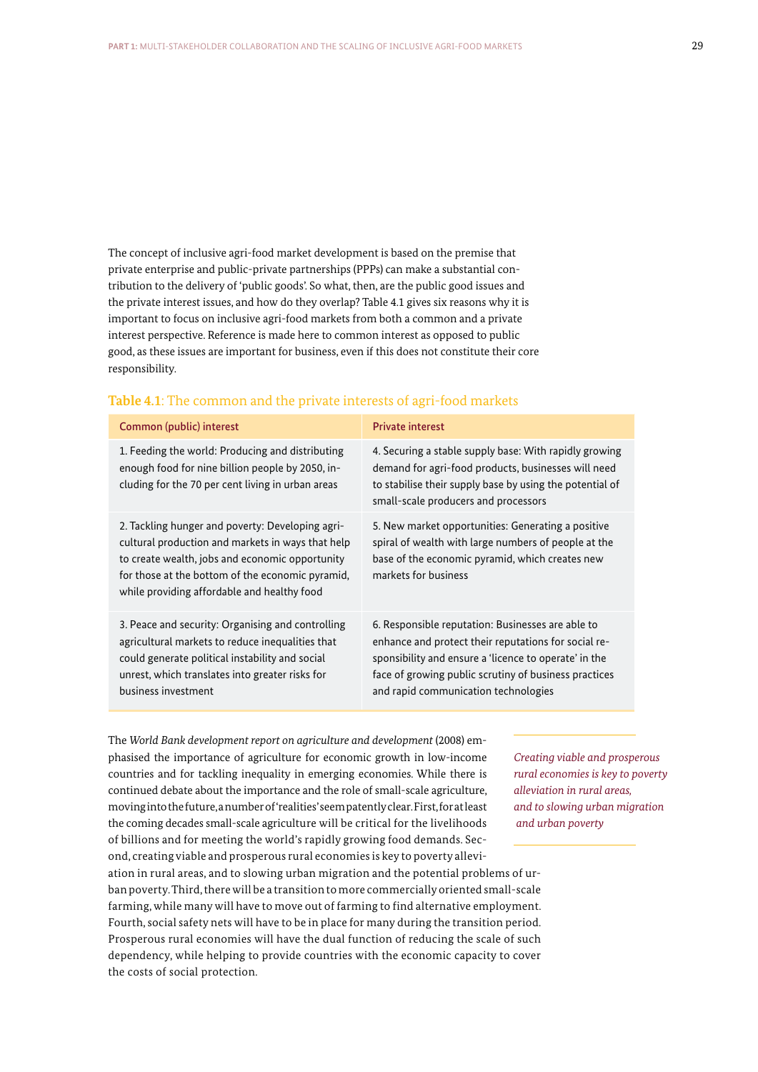The concept of inclusive agri-food market development is based on the premise that private enterprise and public-private partnerships (PPPs) can make a substantial contribution to the delivery of 'public goods'. So what, then, are the public good issues and the private interest issues, and how do they overlap? Table 4.1 gives six reasons why it is important to focus on inclusive agri-food markets from both a common and a private interest perspective. Reference is made here to common interest as opposed to public good, as these issues are important for business, even if this does not constitute their core responsibility.

**Table 4.1**: The common and the private interests of agri-food markets

| Common (public) interest | Private interest |
| --- | --- |
| 1. Feeding the world: Producing and distributing enough food for nine billion people by 2050, including for the 70 per cent living in urban areas | 4. Securing a stable supply base: With rapidly growing demand for agri-food products, businesses will need to stabilise their supply base by using the potential of small-scale producers and processors |
| 2. Tackling hunger and poverty: Developing agricultural production and markets in ways that help to create wealth, jobs and economic opportunity for those at the bottom of the economic pyramid, while providing affordable and healthy food | 5. New market opportunities: Generating a positive spiral of wealth with large numbers of people at the base of the economic pyramid, which creates new markets for business |
| 3. Peace and security: Organising and controlling agricultural markets to reduce inequalities that could generate political instability and social unrest, which translates into greater risks for business investment | 6. Responsible reputation: Businesses are able to enhance and protect their reputations for social responsibility and ensure a 'licence to operate' in the face of growing public scrutiny of business practices and rapid communication technologies |

The *World Bank development report on agriculture and development* (2008) emphasised the importance of agriculture for economic growth in low-income countries and for tackling inequality in emerging economies. While there is continued debate about the importance and the role of small-scale agriculture, moving into the future, a number of 'realities' seem patently clear. First, for at least the coming decades small-scale agriculture will be critical for the livelihoods of billions and for meeting the world's rapidly growing food demands. Second, creating viable and prosperous rural economies is key to poverty alleviation in rural areas, and to slowing urban migration and the potential problems of urban poverty. Third, there will be a transition to more commercially oriented small-scale farming, while many will have to move out of farming to find alternative employment. Fourth, social safety nets will have to be in place for many during the transition period. Prosperous rural economies will have the dual function of reducing the scale of such dependency, while helping to provide countries with the economic capacity to cover the costs of social protection.

*Creating viable and prosperous rural economies is key to poverty alleviation in rural areas, and to slowing urban migration and urban poverty*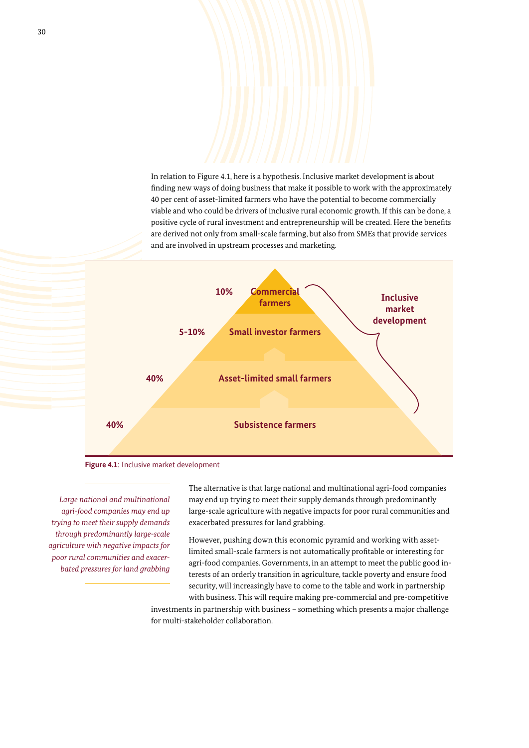In relation to Figure 4.1, here is a hypothesis. Inclusive market development is about finding new ways of doing business that make it possible to work with the approximately 40 per cent of asset-limited farmers who have the potential to become commercially viable and who could be drivers of inclusive rural economic growth. If this can be done, a positive cycle of rural investment and entrepreneurship will be created. Here the benefits are derived not only from small-scale farming, but also from SMEs that provide services and are involved in upstream processes and marketing.

| Share | Farmer category |
| --- | --- |
| 10% | Commercial farmers |
| 5-10% | Small investor farmers |
| 40% | Asset-limited small farmers |
| 40% | Subsistence farmers |

Inclusive market development

**Figure 4.1**: Inclusive market development

*Large national and multinational agri-food companies may end up trying to meet their supply demands through predominantly large-scale agriculture with negative impacts for poor rural communities and exacerbated pressures for land grabbing*

The alternative is that large national and multinational agri-food companies may end up trying to meet their supply demands through predominantly large-scale agriculture with negative impacts for poor rural communities and exacerbated pressures for land grabbing.

However, pushing down this economic pyramid and working with asset-limited small-scale farmers is not automatically profitable or interesting for agri-food companies. Governments, in an attempt to meet the public good interests of an orderly transition in agriculture, tackle poverty and ensure food security, will increasingly have to come to the table and work in partnership with business. This will require making pre-commercial and pre-competitive investments in partnership with business – something which presents a major challenge for multi-stakeholder collaboration.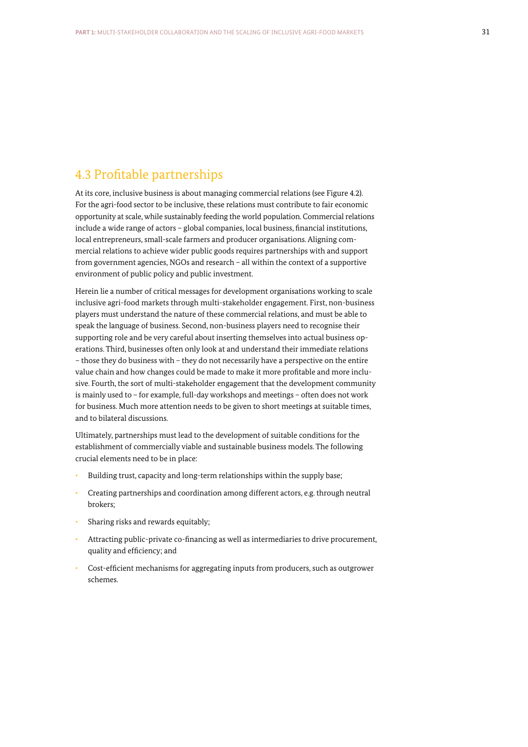## 4.3 Profitable partnerships

At its core, inclusive business is about managing commercial relations (see Figure 4.2). For the agri-food sector to be inclusive, these relations must contribute to fair economic opportunity at scale, while sustainably feeding the world population. Commercial relations include a wide range of actors – global companies, local business, financial institutions, local entrepreneurs, small-scale farmers and producer organisations. Aligning commercial relations to achieve wider public goods requires partnerships with and support from government agencies, NGOs and research – all within the context of a supportive environment of public policy and public investment.

Herein lie a number of critical messages for development organisations working to scale inclusive agri-food markets through multi-stakeholder engagement. First, non-business players must understand the nature of these commercial relations, and must be able to speak the language of business. Second, non-business players need to recognise their supporting role and be very careful about inserting themselves into actual business operations. Third, businesses often only look at and understand their immediate relations – those they do business with – they do not necessarily have a perspective on the entire value chain and how changes could be made to make it more profitable and more inclusive. Fourth, the sort of multi-stakeholder engagement that the development community is mainly used to – for example, full-day workshops and meetings – often does not work for business. Much more attention needs to be given to short meetings at suitable times, and to bilateral discussions.

Ultimately, partnerships must lead to the development of suitable conditions for the establishment of commercially viable and sustainable business models. The following crucial elements need to be in place:

- Building trust, capacity and long-term relationships within the supply base;
- Creating partnerships and coordination among different actors, e.g. through neutral brokers;
- Sharing risks and rewards equitably;
- Attracting public-private co-financing as well as intermediaries to drive procurement, quality and efficiency; and
- Cost-efficient mechanisms for aggregating inputs from producers, such as outgrower schemes.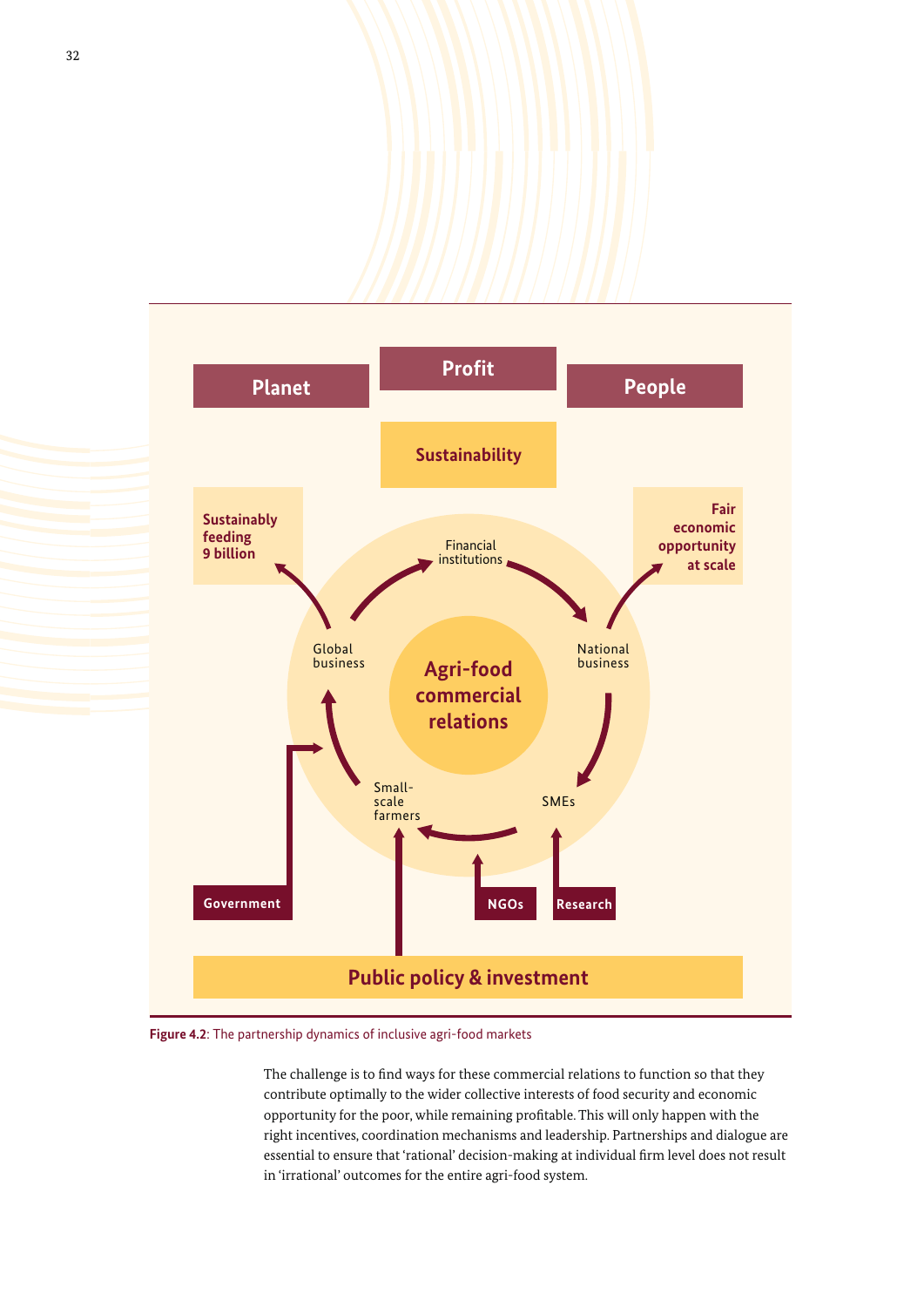Planet

Profit

People

Sustainability

Sustainably feeding 9 billion

Fair economic opportunity at scale

Financial institutions

Global business

National business

Agri-food commercial relations

Small-scale farmers

SMEs

Government

NGOs

Research

Public policy & investment

**Figure 4.2**: The partnership dynamics of inclusive agri-food markets

The challenge is to find ways for these commercial relations to function so that they contribute optimally to the wider collective interests of food security and economic opportunity for the poor, while remaining profitable. This will only happen with the right incentives, coordination mechanisms and leadership. Partnerships and dialogue are essential to ensure that 'rational' decision-making at individual firm level does not result in 'irrational' outcomes for the entire agri-food system.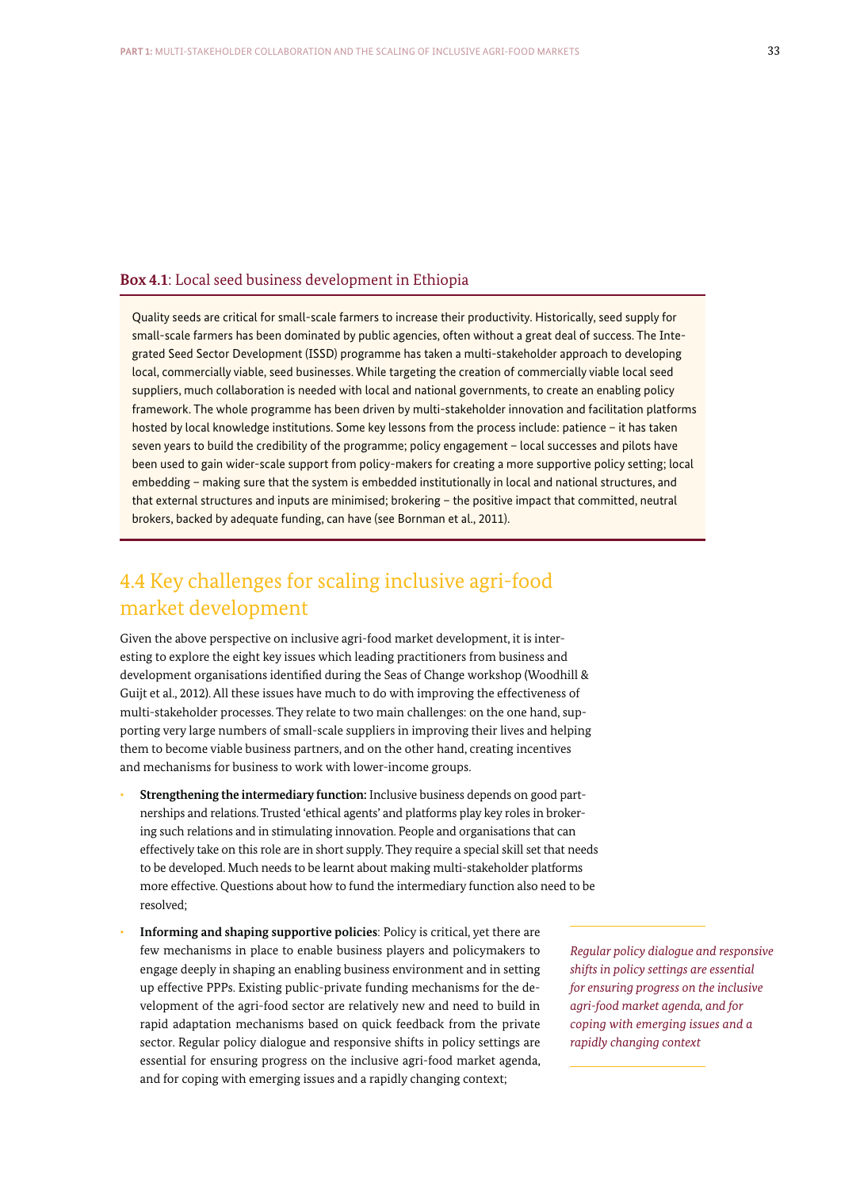**Box 4.1**: Local seed business development in Ethiopia

Quality seeds are critical for small-scale farmers to increase their productivity. Historically, seed supply for small-scale farmers has been dominated by public agencies, often without a great deal of success. The Integrated Seed Sector Development (ISSD) programme has taken a multi-stakeholder approach to developing local, commercially viable, seed businesses. While targeting the creation of commercially viable local seed suppliers, much collaboration is needed with local and national governments, to create an enabling policy framework. The whole programme has been driven by multi-stakeholder innovation and facilitation platforms hosted by local knowledge institutions. Some key lessons from the process include: patience – it has taken seven years to build the credibility of the programme; policy engagement – local successes and pilots have been used to gain wider-scale support from policy-makers for creating a more supportive policy setting; local embedding – making sure that the system is embedded institutionally in local and national structures, and that external structures and inputs are minimised; brokering – the positive impact that committed, neutral brokers, backed by adequate funding, can have (see Bornman et al., 2011).

## 4.4 Key challenges for scaling inclusive agri-food market development

Given the above perspective on inclusive agri-food market development, it is interesting to explore the eight key issues which leading practitioners from business and development organisations identified during the Seas of Change workshop (Woodhill & Guijt et al., 2012). All these issues have much to do with improving the effectiveness of multi-stakeholder processes. They relate to two main challenges: on the one hand, supporting very large numbers of small-scale suppliers in improving their lives and helping them to become viable business partners, and on the other hand, creating incentives and mechanisms for business to work with lower-income groups.

- **Strengthening the intermediary function:** Inclusive business depends on good partnerships and relations. Trusted 'ethical agents' and platforms play key roles in brokering such relations and in stimulating innovation. People and organisations that can effectively take on this role are in short supply. They require a special skill set that needs to be developed. Much needs to be learnt about making multi-stakeholder platforms more effective. Questions about how to fund the intermediary function also need to be resolved;
- **Informing and shaping supportive policies**: Policy is critical, yet there are few mechanisms in place to enable business players and policymakers to engage deeply in shaping an enabling business environment and in setting up effective PPPs. Existing public-private funding mechanisms for the development of the agri-food sector are relatively new and need to build in rapid adaptation mechanisms based on quick feedback from the private sector. Regular policy dialogue and responsive shifts in policy settings are essential for ensuring progress on the inclusive agri-food market agenda, and for coping with emerging issues and a rapidly changing context;

*Regular policy dialogue and responsive shifts in policy settings are essential for ensuring progress on the inclusive agri-food market agenda, and for coping with emerging issues and a rapidly changing context*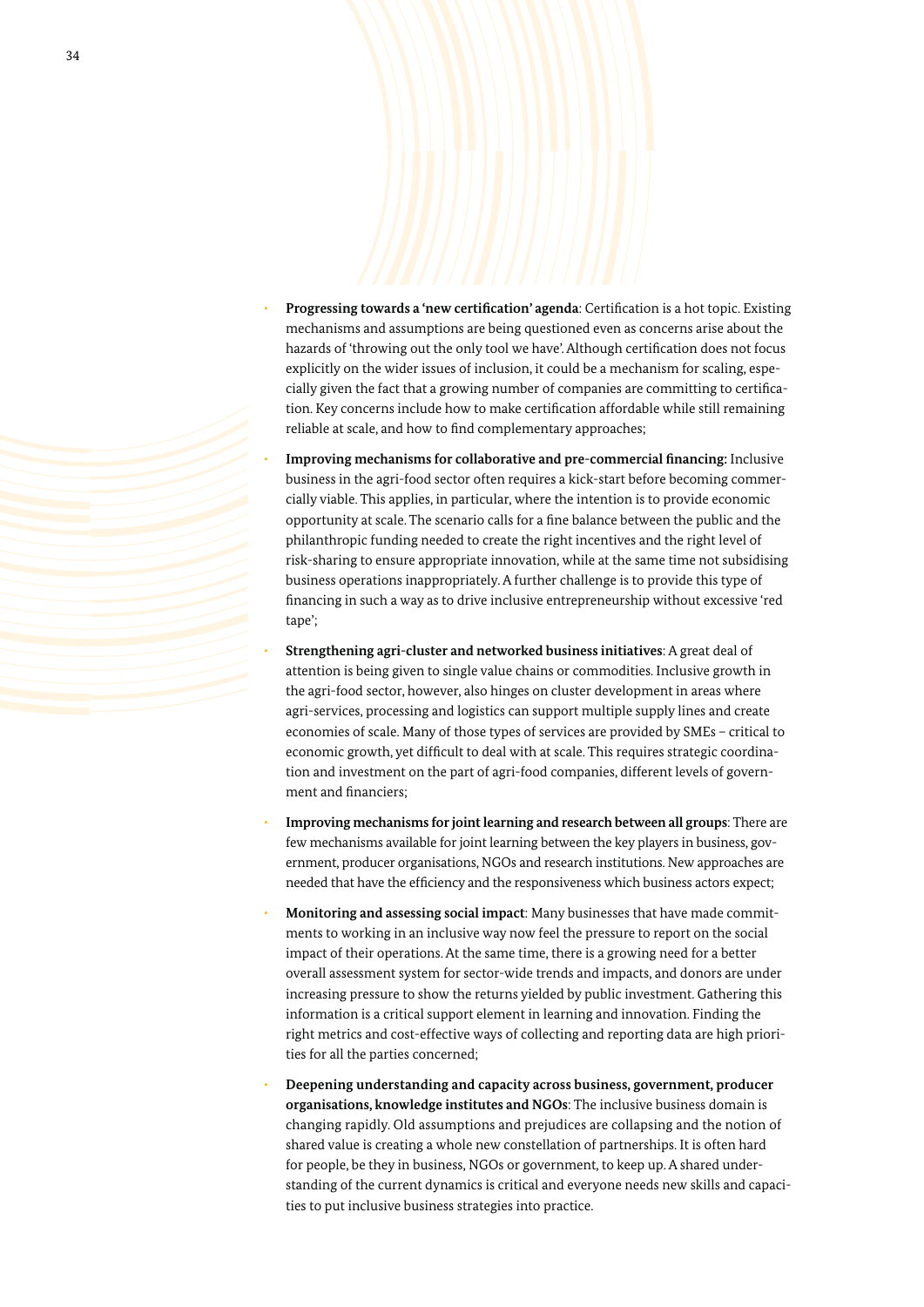- **Progressing towards a 'new certification' agenda**: Certification is a hot topic. Existing mechanisms and assumptions are being questioned even as concerns arise about the hazards of 'throwing out the only tool we have'. Although certification does not focus explicitly on the wider issues of inclusion, it could be a mechanism for scaling, especially given the fact that a growing number of companies are committing to certification. Key concerns include how to make certification affordable while still remaining reliable at scale, and how to find complementary approaches;

- **Improving mechanisms for collaborative and pre-commercial financing:** Inclusive business in the agri-food sector often requires a kick-start before becoming commercially viable. This applies, in particular, where the intention is to provide economic opportunity at scale. The scenario calls for a fine balance between the public and the philanthropic funding needed to create the right incentives and the right level of risk-sharing to ensure appropriate innovation, while at the same time not subsidising business operations inappropriately. A further challenge is to provide this type of financing in such a way as to drive inclusive entrepreneurship without excessive 'red tape';

- **Strengthening agri-cluster and networked business initiatives**: A great deal of attention is being given to single value chains or commodities. Inclusive growth in the agri-food sector, however, also hinges on cluster development in areas where agri-services, processing and logistics can support multiple supply lines and create economies of scale. Many of those types of services are provided by SMEs – critical to economic growth, yet difficult to deal with at scale. This requires strategic coordination and investment on the part of agri-food companies, different levels of government and financiers;

- **Improving mechanisms for joint learning and research between all groups**: There are few mechanisms available for joint learning between the key players in business, government, producer organisations, NGOs and research institutions. New approaches are needed that have the efficiency and the responsiveness which business actors expect;

- **Monitoring and assessing social impact**: Many businesses that have made commitments to working in an inclusive way now feel the pressure to report on the social impact of their operations. At the same time, there is a growing need for a better overall assessment system for sector-wide trends and impacts, and donors are under increasing pressure to show the returns yielded by public investment. Gathering this information is a critical support element in learning and innovation. Finding the right metrics and cost-effective ways of collecting and reporting data are high priorities for all the parties concerned;

- **Deepening understanding and capacity across business, government, producer organisations, knowledge institutes and NGOs**: The inclusive business domain is changing rapidly. Old assumptions and prejudices are collapsing and the notion of shared value is creating a whole new constellation of partnerships. It is often hard for people, be they in business, NGOs or government, to keep up. A shared understanding of the current dynamics is critical and everyone needs new skills and capacities to put inclusive business strategies into practice.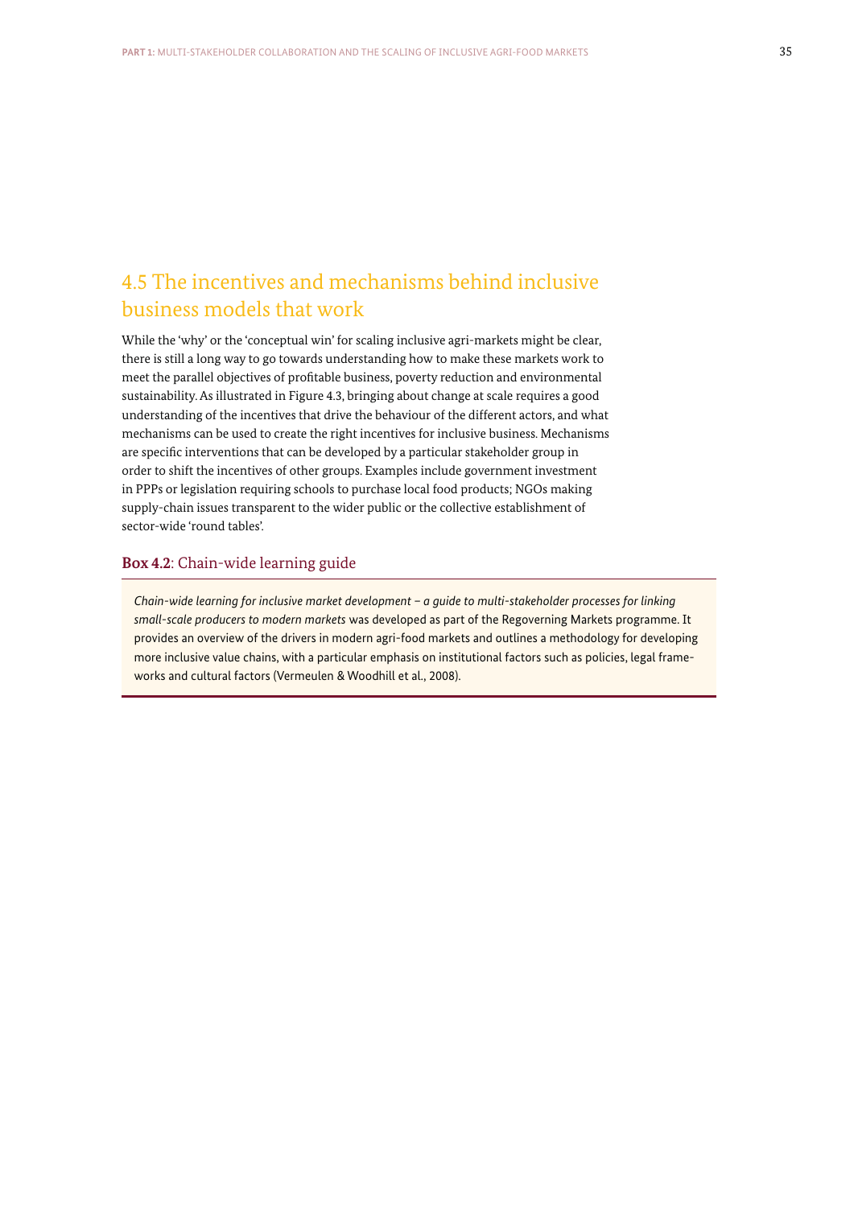## 4.5 The incentives and mechanisms behind inclusive business models that work

While the 'why' or the 'conceptual win' for scaling inclusive agri-markets might be clear, there is still a long way to go towards understanding how to make these markets work to meet the parallel objectives of profitable business, poverty reduction and environmental sustainability. As illustrated in Figure 4.3, bringing about change at scale requires a good understanding of the incentives that drive the behaviour of the different actors, and what mechanisms can be used to create the right incentives for inclusive business. Mechanisms are specific interventions that can be developed by a particular stakeholder group in order to shift the incentives of other groups. Examples include government investment in PPPs or legislation requiring schools to purchase local food products; NGOs making supply-chain issues transparent to the wider public or the collective establishment of sector-wide 'round tables'.

### **Box 4.2**: Chain-wide learning guide

*Chain-wide learning for inclusive market development – a guide to multi-stakeholder processes for linking small-scale producers to modern markets* was developed as part of the Regoverning Markets programme. It provides an overview of the drivers in modern agri-food markets and outlines a methodology for developing more inclusive value chains, with a particular emphasis on institutional factors such as policies, legal frameworks and cultural factors (Vermeulen & Woodhill et al., 2008).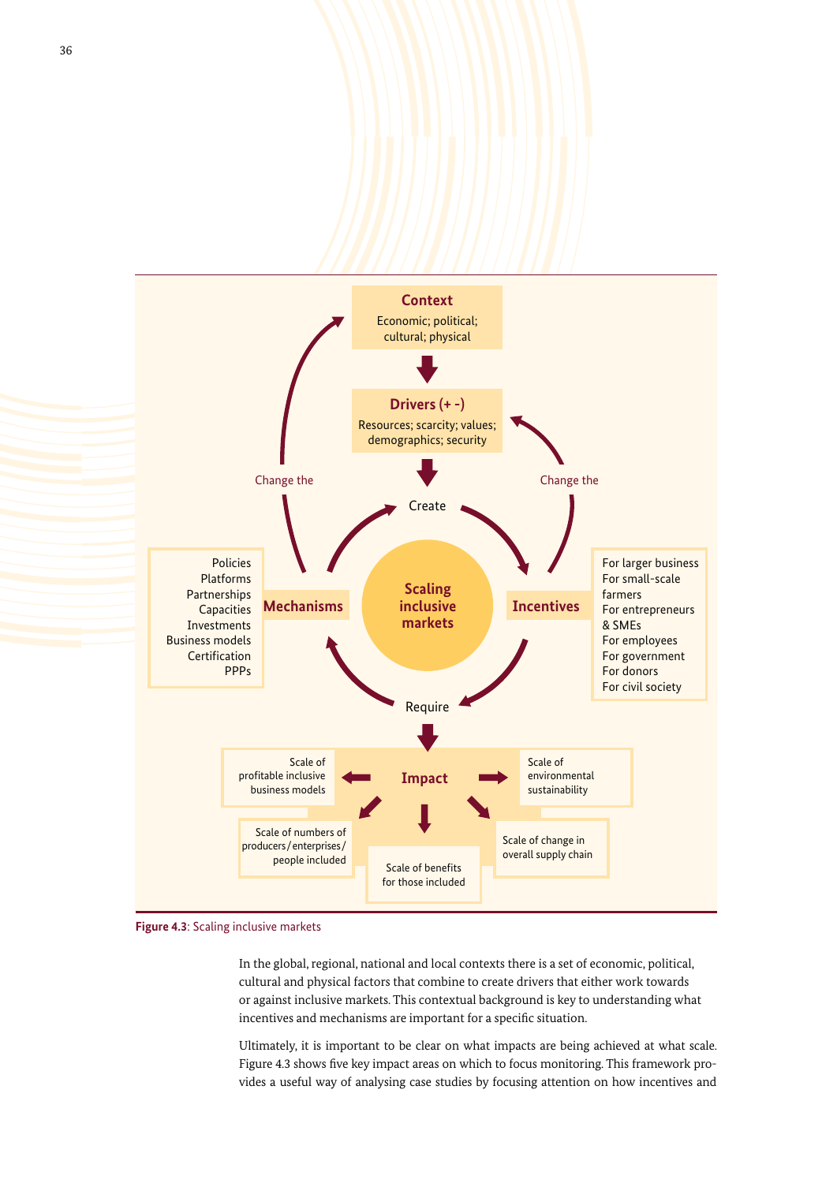**Context**
Economic; political; cultural; physical

**Drivers (+ -)**
Resources; scarcity; values; demographics; security

Create

Change the

Change the

**Mechanisms**

- Policies
- Platforms
- Partnerships
- Capacities
- Investments
- Business models
- Certification
- PPPs

**Scaling inclusive markets**

**Incentives**

- For larger business
- For small-scale farmers
- For entrepreneurs & SMEs
- For employees
- For government
- For donors
- For civil society

Require

**Impact**

- Scale of profitable inclusive business models
- Scale of environmental sustainability
- Scale of numbers of producers/enterprises/people included
- Scale of benefits for those included
- Scale of change in overall supply chain

**Figure 4.3**: Scaling inclusive markets

In the global, regional, national and local contexts there is a set of economic, political, cultural and physical factors that combine to create drivers that either work towards or against inclusive markets. This contextual background is key to understanding what incentives and mechanisms are important for a specific situation.

Ultimately, it is important to be clear on what impacts are being achieved at what scale. Figure 4.3 shows five key impact areas on which to focus monitoring. This framework provides a useful way of analysing case studies by focusing attention on how incentives and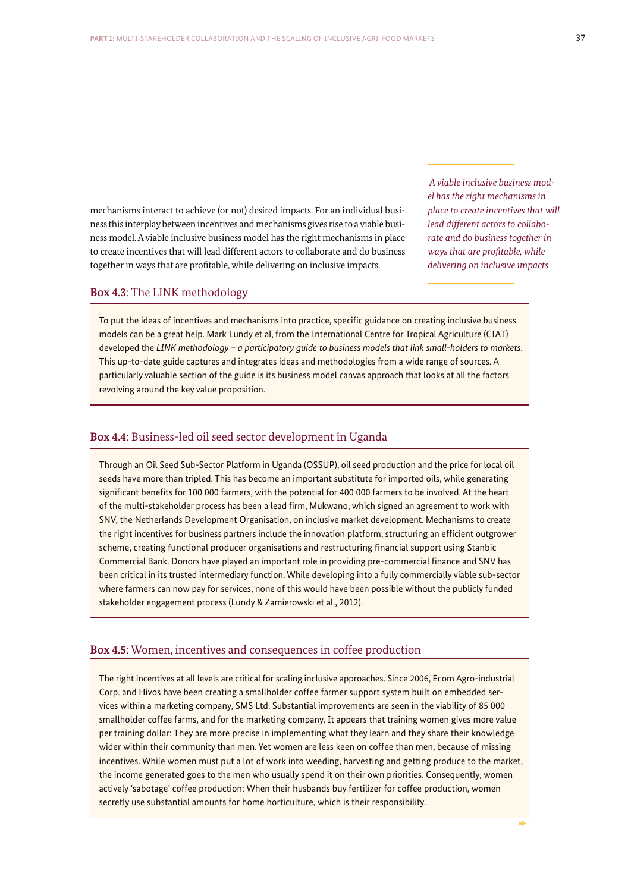mechanisms interact to achieve (or not) desired impacts. For an individual business this interplay between incentives and mechanisms gives rise to a viable business model. A viable inclusive business model has the right mechanisms in place to create incentives that will lead different actors to collaborate and do business together in ways that are profitable, while delivering on inclusive impacts.

*A viable inclusive business model has the right mechanisms in place to create incentives that will lead different actors to collaborate and do business together in ways that are profitable, while delivering on inclusive impacts*

### **Box 4.3**: The LINK methodology

To put the ideas of incentives and mechanisms into practice, specific guidance on creating inclusive business models can be a great help. Mark Lundy et al, from the International Centre for Tropical Agriculture (CIAT) developed the *LINK methodology – a participatory guide to business models that link small-holders to markets*. This up-to-date guide captures and integrates ideas and methodologies from a wide range of sources. A particularly valuable section of the guide is its business model canvas approach that looks at all the factors revolving around the key value proposition.

### **Box 4.4**: Business-led oil seed sector development in Uganda

Through an Oil Seed Sub-Sector Platform in Uganda (OSSUP), oil seed production and the price for local oil seeds have more than tripled. This has become an important substitute for imported oils, while generating significant benefits for 100 000 farmers, with the potential for 400 000 farmers to be involved. At the heart of the multi-stakeholder process has been a lead firm, Mukwano, which signed an agreement to work with SNV, the Netherlands Development Organisation, on inclusive market development. Mechanisms to create the right incentives for business partners include the innovation platform, structuring an efficient outgrower scheme, creating functional producer organisations and restructuring financial support using Stanbic Commercial Bank. Donors have played an important role in providing pre-commercial finance and SNV has been critical in its trusted intermediary function. While developing into a fully commercially viable sub-sector where farmers can now pay for services, none of this would have been possible without the publicly funded stakeholder engagement process (Lundy & Zamierowski et al., 2012).

### **Box 4.5**: Women, incentives and consequences in coffee production

The right incentives at all levels are critical for scaling inclusive approaches. Since 2006, Ecom Agro-industrial Corp. and Hivos have been creating a smallholder coffee farmer support system built on embedded services within a marketing company, SMS Ltd. Substantial improvements are seen in the viability of 85 000 smallholder coffee farms, and for the marketing company. It appears that training women gives more value per training dollar: They are more precise in implementing what they learn and they share their knowledge wider within their community than men. Yet women are less keen on coffee than men, because of missing incentives. While women must put a lot of work into weeding, harvesting and getting produce to the market, the income generated goes to the men who usually spend it on their own priorities. Consequently, women actively 'sabotage' coffee production: When their husbands buy fertilizer for coffee production, women secretly use substantial amounts for home horticulture, which is their responsibility.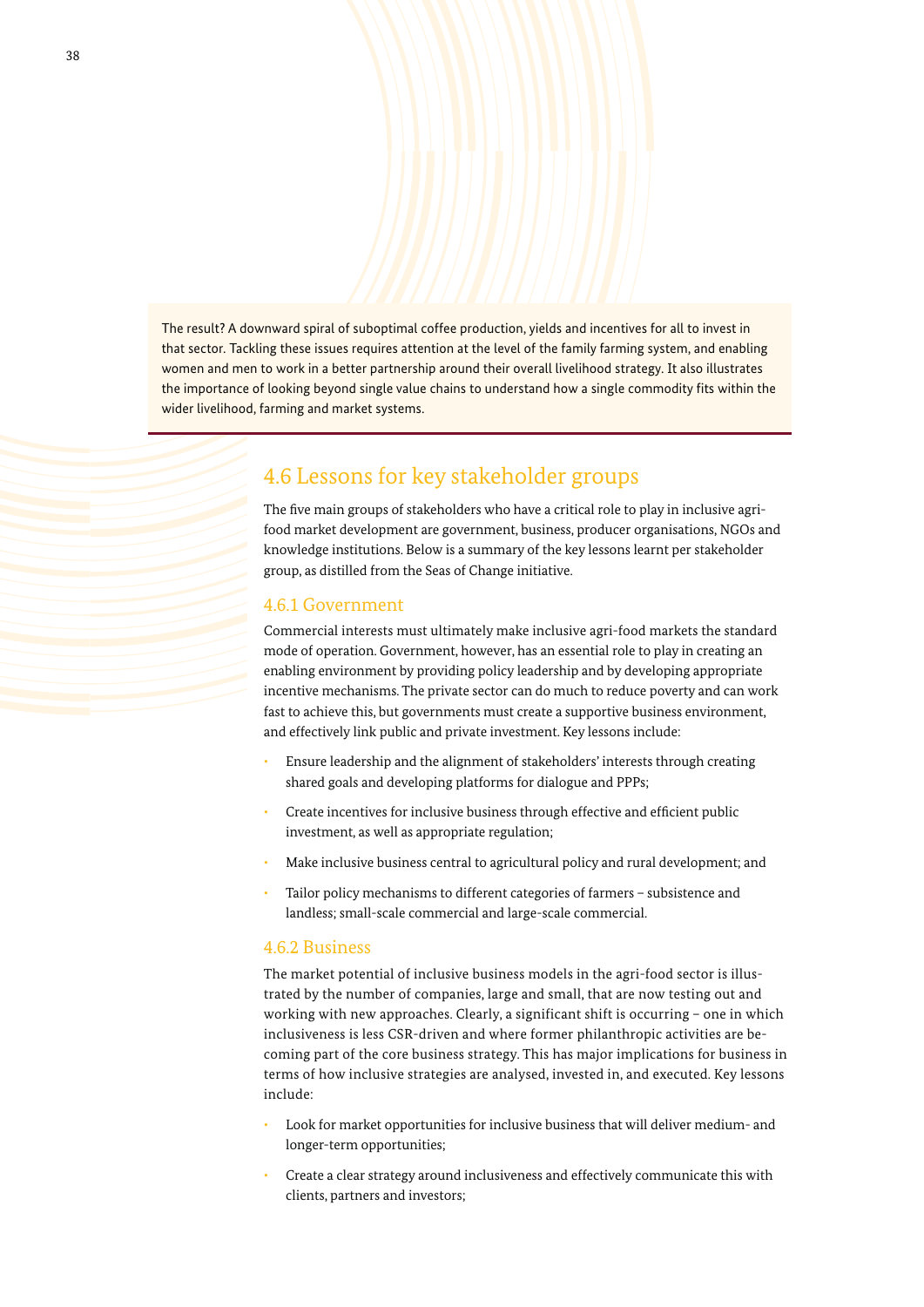The result? A downward spiral of suboptimal coffee production, yields and incentives for all to invest in that sector. Tackling these issues requires attention at the level of the family farming system, and enabling women and men to work in a better partnership around their overall livelihood strategy. It also illustrates the importance of looking beyond single value chains to understand how a single commodity fits within the wider livelihood, farming and market systems.

## 4.6 Lessons for key stakeholder groups

The five main groups of stakeholders who have a critical role to play in inclusive agri-food market development are government, business, producer organisations, NGOs and knowledge institutions. Below is a summary of the key lessons learnt per stakeholder group, as distilled from the Seas of Change initiative.

### 4.6.1 Government

Commercial interests must ultimately make inclusive agri-food markets the standard mode of operation. Government, however, has an essential role to play in creating an enabling environment by providing policy leadership and by developing appropriate incentive mechanisms. The private sector can do much to reduce poverty and can work fast to achieve this, but governments must create a supportive business environment, and effectively link public and private investment. Key lessons include:

- Ensure leadership and the alignment of stakeholders' interests through creating shared goals and developing platforms for dialogue and PPPs;
- Create incentives for inclusive business through effective and efficient public investment, as well as appropriate regulation;
- Make inclusive business central to agricultural policy and rural development; and
- Tailor policy mechanisms to different categories of farmers – subsistence and landless; small-scale commercial and large-scale commercial.

### 4.6.2 Business

The market potential of inclusive business models in the agri-food sector is illustrated by the number of companies, large and small, that are now testing out and working with new approaches. Clearly, a significant shift is occurring – one in which inclusiveness is less CSR-driven and where former philanthropic activities are becoming part of the core business strategy. This has major implications for business in terms of how inclusive strategies are analysed, invested in, and executed. Key lessons include:

- Look for market opportunities for inclusive business that will deliver medium- and longer-term opportunities;
- Create a clear strategy around inclusiveness and effectively communicate this with clients, partners and investors;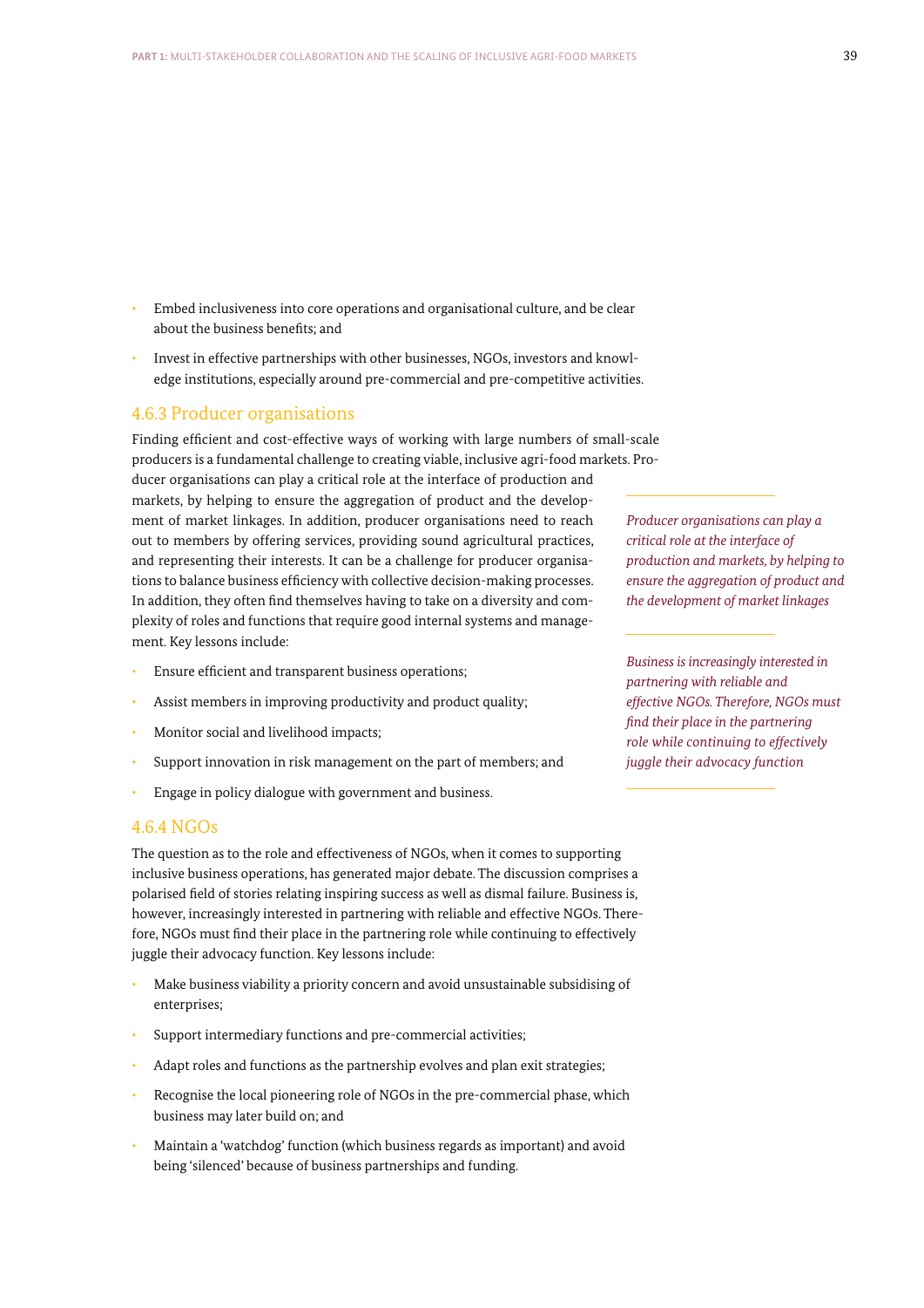- Embed inclusiveness into core operations and organisational culture, and be clear about the business benefits; and
- Invest in effective partnerships with other businesses, NGOs, investors and knowledge institutions, especially around pre-commercial and pre-competitive activities.

### 4.6.3 Producer organisations

Finding efficient and cost-effective ways of working with large numbers of small-scale producers is a fundamental challenge to creating viable, inclusive agri-food markets. Producer organisations can play a critical role at the interface of production and markets, by helping to ensure the aggregation of product and the development of market linkages. In addition, producer organisations need to reach out to members by offering services, providing sound agricultural practices, and representing their interests. It can be a challenge for producer organisations to balance business efficiency with collective decision-making processes. In addition, they often find themselves having to take on a diversity and complexity of roles and functions that require good internal systems and management. Key lessons include:

*Producer organisations can play a critical role at the interface of production and markets, by helping to ensure the aggregation of product and the development of market linkages*

- Ensure efficient and transparent business operations;
- Assist members in improving productivity and product quality;
- Monitor social and livelihood impacts;
- Support innovation in risk management on the part of members; and
- Engage in policy dialogue with government and business.

*Business is increasingly interested in partnering with reliable and effective NGOs. Therefore, NGOs must find their place in the partnering role while continuing to effectively juggle their advocacy function*

### 4.6.4 NGOs

The question as to the role and effectiveness of NGOs, when it comes to supporting inclusive business operations, has generated major debate. The discussion comprises a polarised field of stories relating inspiring success as well as dismal failure. Business is, however, increasingly interested in partnering with reliable and effective NGOs. Therefore, NGOs must find their place in the partnering role while continuing to effectively juggle their advocacy function. Key lessons include:

- Make business viability a priority concern and avoid unsustainable subsidising of enterprises;
- Support intermediary functions and pre-commercial activities;
- Adapt roles and functions as the partnership evolves and plan exit strategies;
- Recognise the local pioneering role of NGOs in the pre-commercial phase, which business may later build on; and
- Maintain a 'watchdog' function (which business regards as important) and avoid being 'silenced' because of business partnerships and funding.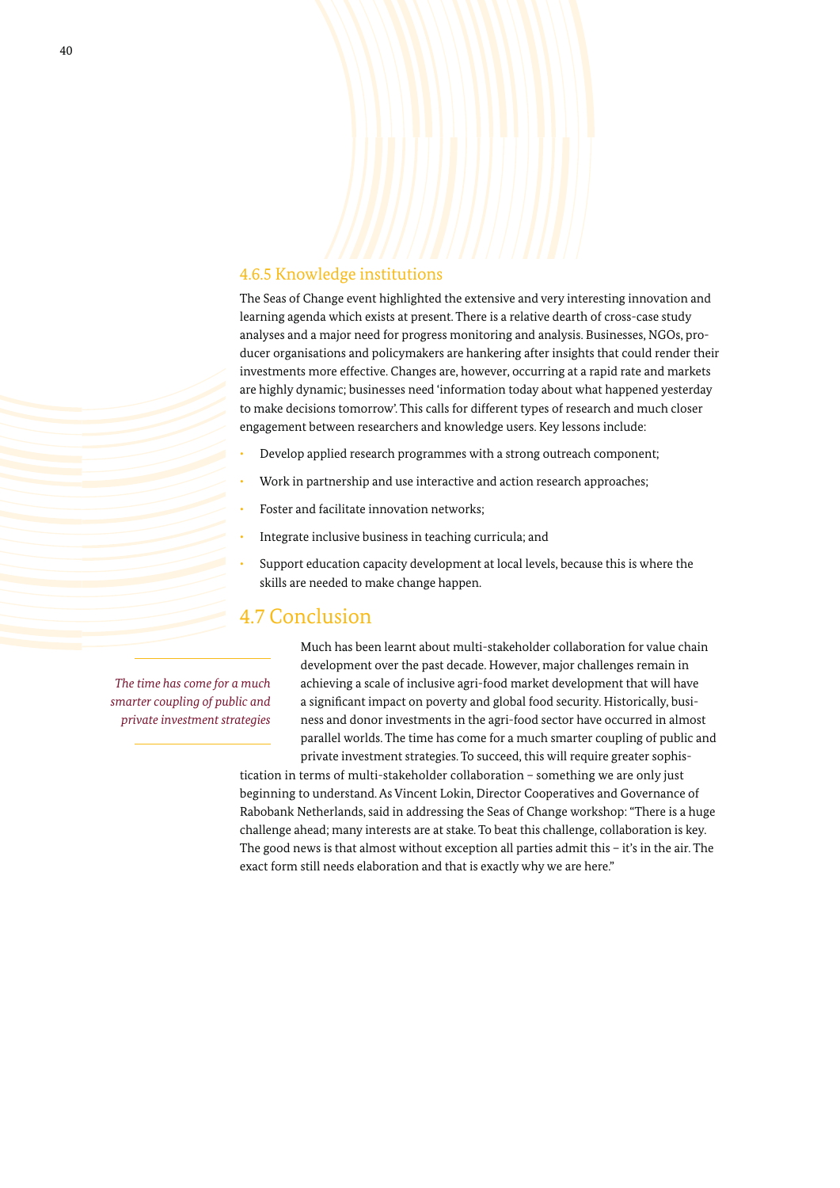### 4.6.5 Knowledge institutions

The Seas of Change event highlighted the extensive and very interesting innovation and learning agenda which exists at present. There is a relative dearth of cross-case study analyses and a major need for progress monitoring and analysis. Businesses, NGOs, producer organisations and policymakers are hankering after insights that could render their investments more effective. Changes are, however, occurring at a rapid rate and markets are highly dynamic; businesses need 'information today about what happened yesterday to make decisions tomorrow'. This calls for different types of research and much closer engagement between researchers and knowledge users. Key lessons include:

- Develop applied research programmes with a strong outreach component;
- Work in partnership and use interactive and action research approaches;
- Foster and facilitate innovation networks;
- Integrate inclusive business in teaching curricula; and
- Support education capacity development at local levels, because this is where the skills are needed to make change happen.

## 4.7 Conclusion

*The time has come for a much smarter coupling of public and private investment strategies*

Much has been learnt about multi-stakeholder collaboration for value chain development over the past decade. However, major challenges remain in achieving a scale of inclusive agri-food market development that will have a significant impact on poverty and global food security. Historically, business and donor investments in the agri-food sector have occurred in almost parallel worlds. The time has come for a much smarter coupling of public and private investment strategies. To succeed, this will require greater sophistication in terms of multi-stakeholder collaboration – something we are only just beginning to understand. As Vincent Lokin, Director Cooperatives and Governance of Rabobank Netherlands, said in addressing the Seas of Change workshop: "There is a huge challenge ahead; many interests are at stake. To beat this challenge, collaboration is key. The good news is that almost without exception all parties admit this – it's in the air. The exact form still needs elaboration and that is exactly why we are here."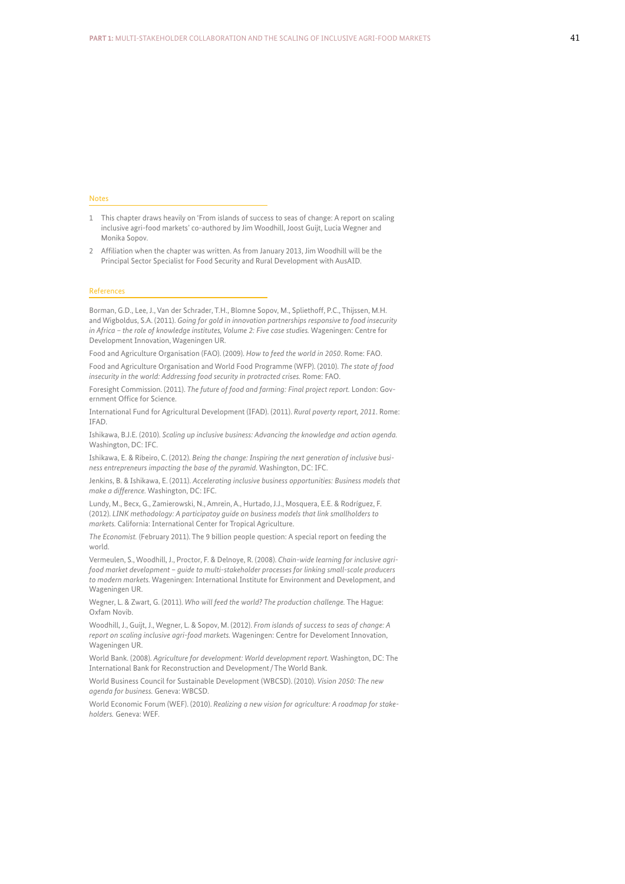## Notes

1. This chapter draws heavily on 'From islands of success to seas of change: A report on scaling inclusive agri-food markets' co-authored by Jim Woodhill, Joost Guijt, Lucia Wegner and Monika Sopov.
2. Affiliation when the chapter was written. As from January 2013, Jim Woodhill will be the Principal Sector Specialist for Food Security and Rural Development with AusAID.

## References

Borman, G.D., Lee, J., Van der Schrader, T.H., Blomne Sopov, M., Spliethoff, P.C., Thijssen, M.H. and Wigboldus, S.A. (2011). *Going for gold in innovation partnerships responsive to food insecurity in Africa – the role of knowledge institutes, Volume 2: Five case studies.* Wageningen: Centre for Development Innovation, Wageningen UR.

Food and Agriculture Organisation (FAO). (2009). *How to feed the world in 2050*. Rome: FAO.

Food and Agriculture Organisation and World Food Programme (WFP). (2010). *The state of food insecurity in the world: Addressing food security in protracted crises.* Rome: FAO.

Foresight Commission. (2011). *The future of food and farming: Final project report.* London: Government Office for Science.

International Fund for Agricultural Development (IFAD). (2011). *Rural poverty report, 2011*. Rome: IFAD.

Ishikawa, B.J.E. (2010). *Scaling up inclusive business: Advancing the knowledge and action agenda.* Washington, DC: IFC.

Ishikawa, E. & Ribeiro, C. (2012). *Being the change: Inspiring the next generation of inclusive business entrepreneurs impacting the base of the pyramid.* Washington, DC: IFC.

Jenkins, B. & Ishikawa, E. (2011). *Accelerating inclusive business opportunities: Business models that make a difference.* Washington, DC: IFC.

Lundy, M., Becx, G., Zamierowski, N., Amrein, A., Hurtado, J.J., Mosquera, E.E. & Rodríguez, F. (2012). *LINK methodology: A participatoy guide on business models that link smallholders to markets.* California: International Center for Tropical Agriculture.

*The Economist.* (February 2011). The 9 billion people question: A special report on feeding the world.

Vermeulen, S., Woodhill, J., Proctor, F. & Delnoye, R. (2008). *Chain-wide learning for inclusive agrifood market development – guide to multi-stakeholder processes for linking small-scale producers to modern markets.* Wageningen: International Institute for Environment and Development, and Wageningen UR.

Wegner, L. & Zwart, G. (2011). *Who will feed the world? The production challenge.* The Hague: Oxfam Novib.

Woodhill, J., Guijt, J., Wegner, L. & Sopov, M. (2012). *From islands of success to seas of change: A report on scaling inclusive agri-food markets.* Wageningen: Centre for Develoment Innovation, Wageningen UR.

World Bank. (2008). *Agriculture for development: World development report.* Washington, DC: The International Bank for Reconstruction and Development / The World Bank.

World Business Council for Sustainable Development (WBCSD). (2010). *Vision 2050: The new agenda for business.* Geneva: WBCSD.

World Economic Forum (WEF). (2010). *Realizing a new vision for agriculture: A roadmap for stakeholders.* Geneva: WEF.